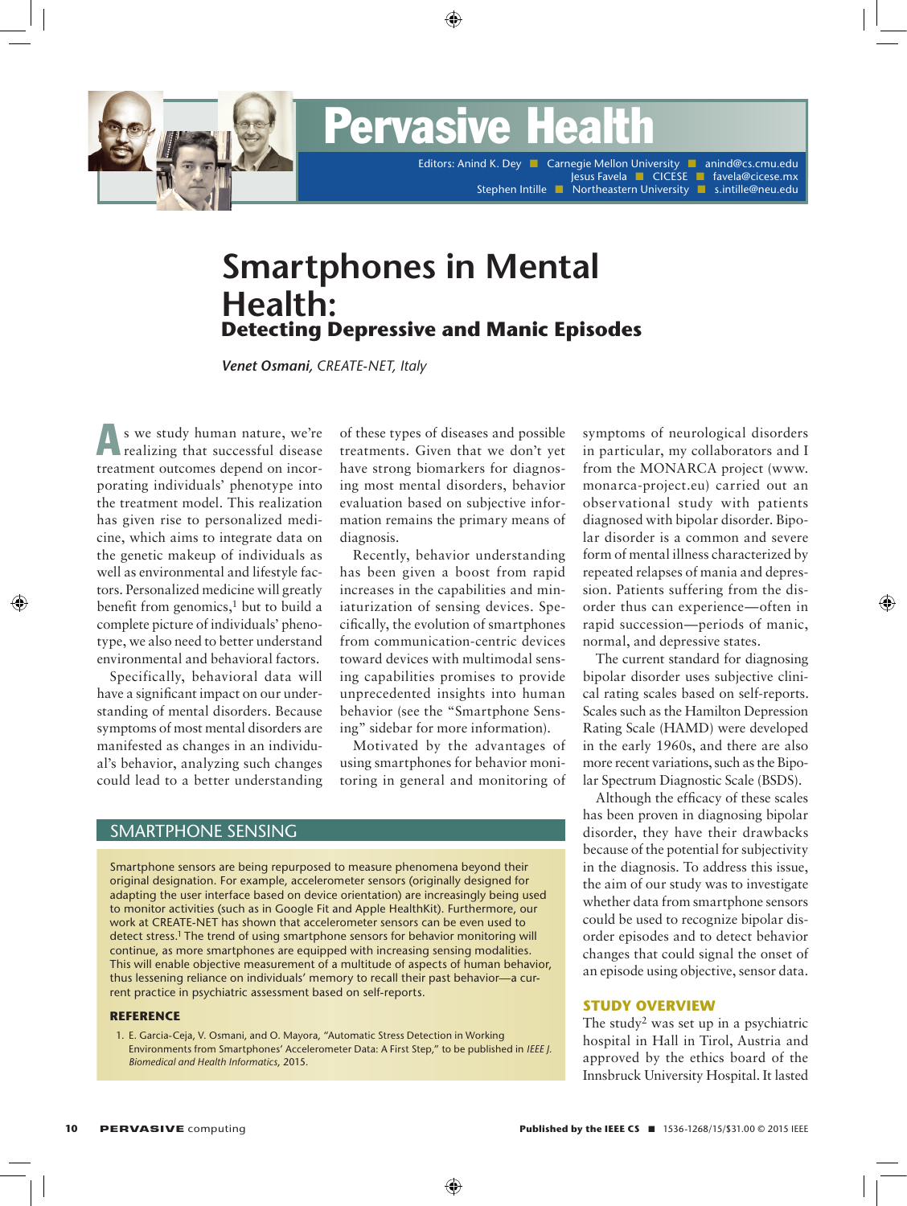# Pervasive Health

Editors: Anind K. Dey ■ Carnegie Mellon University ■ anind@cs.cmu.edu
Jesus Favela ■ CICESE ■ favela@cicese.mx
Stephen Intille ■ Northeastern University ■ s.intille@neu.edu

# Smartphones in Mental Health:

## Detecting Depressive and Manic Episodes

***Venet Osmani**, CREATE-NET, Italy*

As we study human nature, we're realizing that successful disease treatment outcomes depend on incorporating individuals' phenotype into the treatment model. This realization has given rise to personalized medicine, which aims to integrate data on the genetic makeup of individuals as well as environmental and lifestyle factors. Personalized medicine will greatly benefit from genomics,[1] but to build a complete picture of individuals' phenotype, we also need to better understand environmental and behavioral factors.

Specifically, behavioral data will have a significant impact on our understanding of mental disorders. Because symptoms of most mental disorders are manifested as changes in an individual's behavior, analyzing such changes could lead to a better understanding of these types of diseases and possible treatments. Given that we don't yet have strong biomarkers for diagnosing most mental disorders, behavior evaluation based on subjective information remains the primary means of diagnosis.

Recently, behavior understanding has been given a boost from rapid increases in the capabilities and miniaturization of sensing devices. Specifically, the evolution of smartphones from communication-centric devices toward devices with multimodal sensing capabilities promises to provide unprecedented insights into human behavior (see the "Smartphone Sensing" sidebar for more information).

Motivated by the advantages of using smartphones for behavior monitoring in general and monitoring of symptoms of neurological disorders in particular, my collaborators and I from the MONARCA project (www.monarca-project.eu) carried out an observational study with patients diagnosed with bipolar disorder. Bipolar disorder is a common and severe form of mental illness characterized by repeated relapses of mania and depression. Patients suffering from the disorder thus can experience—often in rapid succession—periods of manic, normal, and depressive states.

The current standard for diagnosing bipolar disorder uses subjective clinical rating scales based on self-reports. Scales such as the Hamilton Depression Rating Scale (HAMD) were developed in the early 1960s, and there are also more recent variations, such as the Bipolar Spectrum Diagnostic Scale (BSDS).

Although the efficacy of these scales has been proven in diagnosing bipolar disorder, they have their drawbacks because of the potential for subjectivity in the diagnosis. To address this issue, the aim of our study was to investigate whether data from smartphone sensors could be used to recognize bipolar disorder episodes and to detect behavior changes that could signal the onset of an episode using objective, sensor data.

## SMARTPHONE SENSING

Smartphone sensors are being repurposed to measure phenomena beyond their original designation. For example, accelerometer sensors (originally designed for adapting the user interface based on device orientation) are increasingly being used to monitor activities (such as in Google Fit and Apple HealthKit). Furthermore, our work at CREATE-NET has shown that accelerometer sensors can be even used to detect stress.[1] The trend of using smartphone sensors for behavior monitoring will continue, as more smartphones are equipped with increasing sensing modalities. This will enable objective measurement of a multitude of aspects of human behavior, thus lessening reliance on individuals' memory to recall their past behavior—a current practice in psychiatric assessment based on self-reports.

### REFERENCE

1. E. Garcia-Ceja, V. Osmani, and O. Mayora, "Automatic Stress Detection in Working Environments from Smartphones' Accelerometer Data: A First Step," to be published in *IEEE J. Biomedical and Health Informatics*, 2015.

## STUDY OVERVIEW

The study[2] was set up in a psychiatric hospital in Hall in Tirol, Austria and approved by the ethics board of the Innsbruck University Hospital. It lasted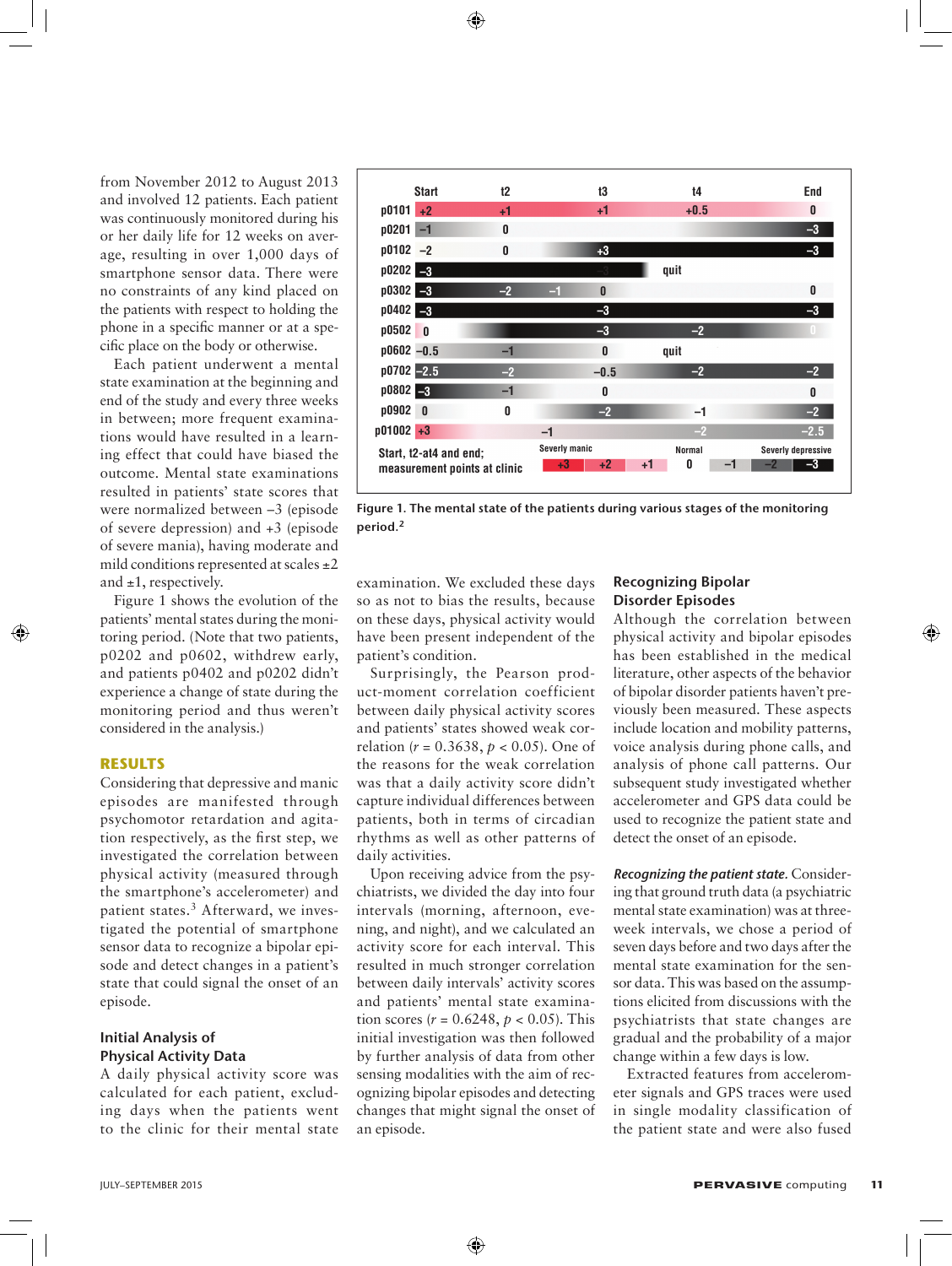from November 2012 to August 2013 and involved 12 patients. Each patient was continuously monitored during his or her daily life for 12 weeks on average, resulting in over 1,000 days of smartphone sensor data. There were no constraints of any kind placed on the patients with respect to holding the phone in a specific manner or at a specific place on the body or otherwise.

Each patient underwent a mental state examination at the beginning and end of the study and every three weeks in between; more frequent examinations would have resulted in a learning effect that could have biased the outcome. Mental state examinations resulted in patients' state scores that were normalized between –3 (episode of severe depression) and +3 (episode of severe mania), having moderate and mild conditions represented at scales ±2 and ±1, respectively.

Figure 1 shows the evolution of the patients' mental states during the monitoring period. (Note that two patients, p0202 and p0602, withdrew early, and patients p0402 and p0202 didn't experience a change of state during the monitoring period and thus weren't considered in the analysis.)

Start t2 t3 t4 End

p0101 +2 +1 +1 +0.5 0

p0201 –1 0 –3

p0102 –2 0 +3 –3

p0202 –3 –3 quit

p0302 –3 –2 –1 0 0

p0402 –3 –3 –3

p0502 0 –3 –2 0

p0602 –0.5 –1 0 quit

p0702 –2.5 –2 –0.5 –2 –2

p0802 –3 –1 0 0

p0902 0 0 –2 –1 –2

p01002 +3 –1 –2 –2.5

Start, t2-at4 and end; measurement points at clinic

Severly manic Normal Severly depressive

+3 +2 +1 0 –1 –2 –3

**Figure 1. The mental state of the patients during various stages of the monitoring period.[2]**

## RESULTS

Considering that depressive and manic episodes are manifested through psychomotor retardation and agitation respectively, as the first step, we investigated the correlation between physical activity (measured through the smartphone's accelerometer) and patient states.[3] Afterward, we investigated the potential of smartphone sensor data to recognize a bipolar episode and detect changes in a patient's state that could signal the onset of an episode.

### Initial Analysis of Physical Activity Data

A daily physical activity score was calculated for each patient, excluding days when the patients went to the clinic for their mental state examination. We excluded these days so as not to bias the results, because on these days, physical activity would have been present independent of the patient's condition.

Surprisingly, the Pearson product-moment correlation coefficient between daily physical activity scores and patients' states showed weak correlation ($r = 0.3638$, $p < 0.05$). One of the reasons for the weak correlation was that a daily activity score didn't capture individual differences between patients, both in terms of circadian rhythms as well as other patterns of daily activities.

Upon receiving advice from the psychiatrists, we divided the day into four intervals (morning, afternoon, evening, and night), and we calculated an activity score for each interval. This resulted in much stronger correlation between daily intervals' activity scores and patients' mental state examination scores ($r = 0.6248$, $p < 0.05$). This initial investigation was then followed by further analysis of data from other sensing modalities with the aim of recognizing bipolar episodes and detecting changes that might signal the onset of an episode.

### Recognizing Bipolar Disorder Episodes

Although the correlation between physical activity and bipolar episodes has been established in the medical literature, other aspects of the behavior of bipolar disorder patients haven't previously been measured. These aspects include location and mobility patterns, voice analysis during phone calls, and analysis of phone call patterns. Our subsequent study investigated whether accelerometer and GPS data could be used to recognize the patient state and detect the onset of an episode.

***Recognizing the patient state.*** Considering that ground truth data (a psychiatric mental state examination) was at three-week intervals, we chose a period of seven days before and two days after the mental state examination for the sensor data. This was based on the assumptions elicited from discussions with the psychiatrists that state changes are gradual and the probability of a major change within a few days is low.

Extracted features from accelerometer signals and GPS traces were used in single modality classification of the patient state and were also fused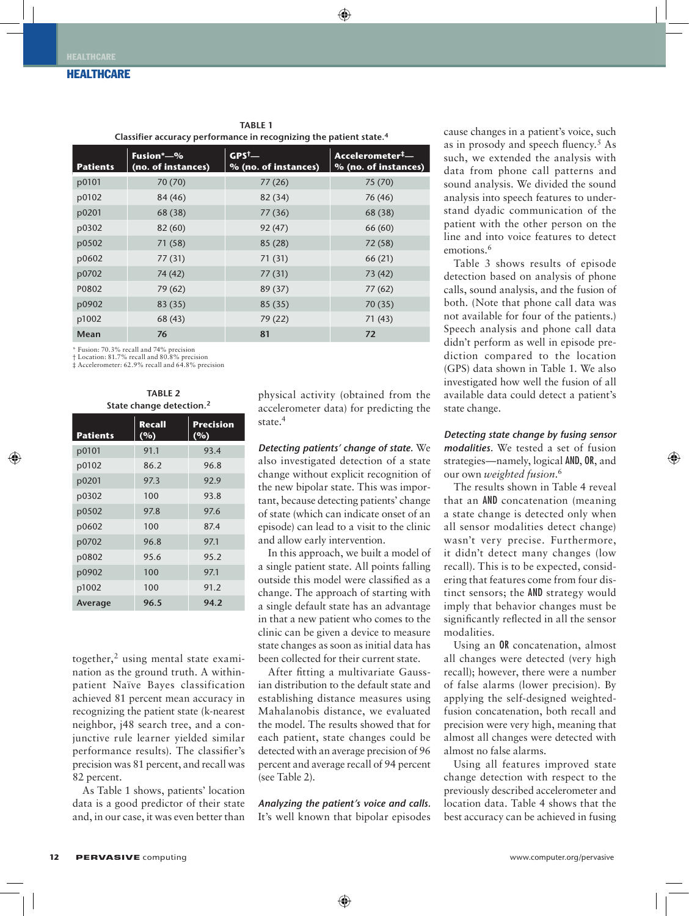**TABLE 1**
Classifier accuracy performance in recognizing the patient state.[4]

| Patients | Fusion*—% (no. of instances) | GPS†— % (no. of instances) | Accelerometer‡— % (no. of instances) |
|---|---|---|---|
| p0101 | 70 (70) | 77 (26) | 75 (70) |
| p0102 | 84 (46) | 82 (34) | 76 (46) |
| p0201 | 68 (38) | 77 (36) | 68 (38) |
| p0302 | 82 (60) | 92 (47) | 66 (60) |
| p0502 | 71 (58) | 85 (28) | 72 (58) |
| p0602 | 77 (31) | 71 (31) | 66 (21) |
| p0702 | 74 (42) | 77 (31) | 73 (42) |
| P0802 | 79 (62) | 89 (37) | 77 (62) |
| p0902 | 83 (35) | 85 (35) | 70 (35) |
| p1002 | 68 (43) | 79 (22) | 71 (43) |
| **Mean** | **76** | **81** | **72** |

\* Fusion: 70.3% recall and 74% precision
† Location: 81.7% recall and 80.8% precision
‡ Accelerometer: 62.9% recall and 64.8% precision

**TABLE 2**
State change detection.[2]

| Patients | Recall (%) | Precision (%) |
|---|---|---|
| p0101 | 91.1 | 93.4 |
| p0102 | 86.2 | 96.8 |
| p0201 | 97.3 | 92.9 |
| p0302 | 100 | 93.8 |
| p0502 | 97.8 | 97.6 |
| p0602 | 100 | 87.4 |
| p0702 | 96.8 | 97.1 |
| p0802 | 95.6 | 95.2 |
| p0902 | 100 | 97.1 |
| p1002 | 100 | 91.2 |
| **Average** | **96.5** | **94.2** |

together,[2] using mental state examination as the ground truth. A within-patient Naïve Bayes classification achieved 81 percent mean accuracy in recognizing the patient state (k-nearest neighbor, j48 search tree, and a conjunctive rule learner yielded similar performance results). The classifier's precision was 81 percent, and recall was 82 percent.

As Table 1 shows, patients' location data is a good predictor of their state and, in our case, it was even better than physical activity (obtained from the accelerometer data) for predicting the state.[4]

***Detecting patients' change of state.*** We also investigated detection of a state change without explicit recognition of the new bipolar state. This was important, because detecting patients' change of state (which can indicate onset of an episode) can lead to a visit to the clinic and allow early intervention.

In this approach, we built a model of a single patient state. All points falling outside this model were classified as a change. The approach of starting with a single default state has an advantage in that a new patient who comes to the clinic can be given a device to measure state changes as soon as initial data has been collected for their current state.

After fitting a multivariate Gaussian distribution to the default state and establishing distance measures using Mahalanobis distance, we evaluated the model. The results showed that for each patient, state changes could be detected with an average precision of 96 percent and average recall of 94 percent (see Table 2).

***Analyzing the patient's voice and calls.*** It's well known that bipolar episodes cause changes in a patient's voice, such as in prosody and speech fluency.[5] As such, we extended the analysis with data from phone call patterns and sound analysis. We divided the sound analysis into speech features to understand dyadic communication of the patient with the other person on the line and into voice features to detect emotions.[6]

Table 3 shows results of episode detection based on analysis of phone calls, sound analysis, and the fusion of both. (Note that phone call data was not available for four of the patients.) Speech analysis and phone call data didn't perform as well in episode prediction compared to the location (GPS) data shown in Table 1. We also investigated how well the fusion of all available data could detect a patient's state change.

***Detecting state change by fusing sensor modalities.*** We tested a set of fusion strategies—namely, logical AND, OR, and our own *weighted fusion*.[6]

The results shown in Table 4 reveal that an AND concatenation (meaning a state change is detected only when all sensor modalities detect change) wasn't very precise. Furthermore, it didn't detect many changes (low recall). This is to be expected, considering that features come from four distinct sensors; the AND strategy would imply that behavior changes must be significantly reflected in all the sensor modalities.

Using an OR concatenation, almost all changes were detected (very high recall); however, there were a number of false alarms (lower precision). By applying the self-designed weighted-fusion concatenation, both recall and precision were very high, meaning that almost all changes were detected with almost no false alarms.

Using all features improved state change detection with respect to the previously described accelerometer and location data. Table 4 shows that the best accuracy can be achieved in fusing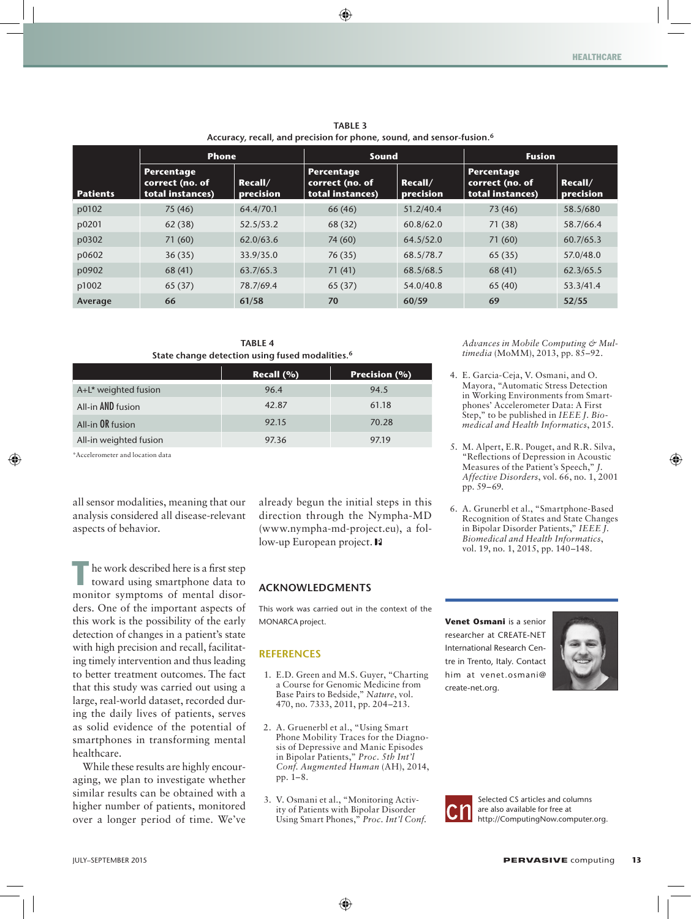**TABLE 3**
Accuracy, recall, and precision for phone, sound, and sensor-fusion.[6]

| Patients | Phone | | Sound | | Fusion | |
|---|---|---|---|---|---|---|
| | Percentage correct (no. of total instances) | Recall/ precision | Percentage correct (no. of total instances) | Recall/ precision | Percentage correct (no. of total instances) | Recall/ precision |
| p0102 | 75 (46) | 64.4/70.1 | 66 (46) | 51.2/40.4 | 73 (46) | 58.5/680 |
| p0201 | 62 (38) | 52.5/53.2 | 68 (32) | 60.8/62.0 | 71 (38) | 58.7/66.4 |
| p0302 | 71 (60) | 62.0/63.6 | 74 (60) | 64.5/52.0 | 71 (60) | 60.7/65.3 |
| p0602 | 36 (35) | 33.9/35.0 | 76 (35) | 68.5/78.7 | 65 (35) | 57.0/48.0 |
| p0902 | 68 (41) | 63.7/65.3 | 71 (41) | 68.5/68.5 | 68 (41) | 62.3/65.5 |
| p1002 | 65 (37) | 78.7/69.4 | 65 (37) | 54.0/40.8 | 65 (40) | 53.3/41.4 |
| **Average** | **66** | **61/58** | **70** | **60/59** | **69** | **52/55** |

**TABLE 4**
State change detection using fused modalities.[6]

| | Recall (%) | Precision (%) |
|---|---|---|
| A+L* weighted fusion | 96.4 | 94.5 |
| All-in AND fusion | 42.87 | 61.18 |
| All-in OR fusion | 92.15 | 70.28 |
| All-in weighted fusion | 97.36 | 97.19 |

*Accelerometer and location data

all sensor modalities, meaning that our analysis considered all disease-relevant aspects of behavior.

The work described here is a first step toward using smartphone data to monitor symptoms of mental disorders. One of the important aspects of this work is the possibility of the early detection of changes in a patient's state with high precision and recall, facilitating timely intervention and thus leading to better treatment outcomes. The fact that this study was carried out using a large, real-world dataset, recorded during the daily lives of patients, serves as solid evidence of the potential of smartphones in transforming mental healthcare.

While these results are highly encouraging, we plan to investigate whether similar results can be obtained with a higher number of patients, monitored over a longer period of time. We've already begun the initial steps in this direction through the Nympha-MD (www.nympha-md-project.eu), a follow-up European project.

## ACKNOWLEDGMENTS

This work was carried out in the context of the MONARCA project.

## REFERENCES

1. E.D. Green and M.S. Guyer, "Charting a Course for Genomic Medicine from Base Pairs to Bedside," *Nature*, vol. 470, no. 7333, 2011, pp. 204–213.
2. A. Gruenerbl et al., "Using Smart Phone Mobility Traces for the Diagnosis of Depressive and Manic Episodes in Bipolar Patients," *Proc. 5th Int'l Conf. Augmented Human* (AH), 2014, pp. 1–8.
3. V. Osmani et al., "Monitoring Activity of Patients with Bipolar Disorder Using Smart Phones," *Proc. Int'l Conf. Advances in Mobile Computing & Multimedia* (MoMM), 2013, pp. 85–92.
4. E. Garcia-Ceja, V. Osmani, and O. Mayora, "Automatic Stress Detection in Working Environments from Smartphones' Accelerometer Data: A First Step," to be published in *IEEE J. Biomedical and Health Informatics*, 2015.
5. M. Alpert, E.R. Pouget, and R.R. Silva, "Reflections of Depression in Acoustic Measures of the Patient's Speech," *J. Affective Disorders*, vol. 66, no. 1, 2001 pp. 59–69.
6. A. Grunerbl et al., "Smartphone-Based Recognition of States and State Changes in Bipolar Disorder Patients," *IEEE J. Biomedical and Health Informatics*, vol. 19, no. 1, 2015, pp. 140–148.

**Venet Osmani** is a senior researcher at CREATE-NET International Research Centre in Trento, Italy. Contact him at venet.osmani@create-net.org.

Selected CS articles and columns are also available for free at http://ComputingNow.computer.org.